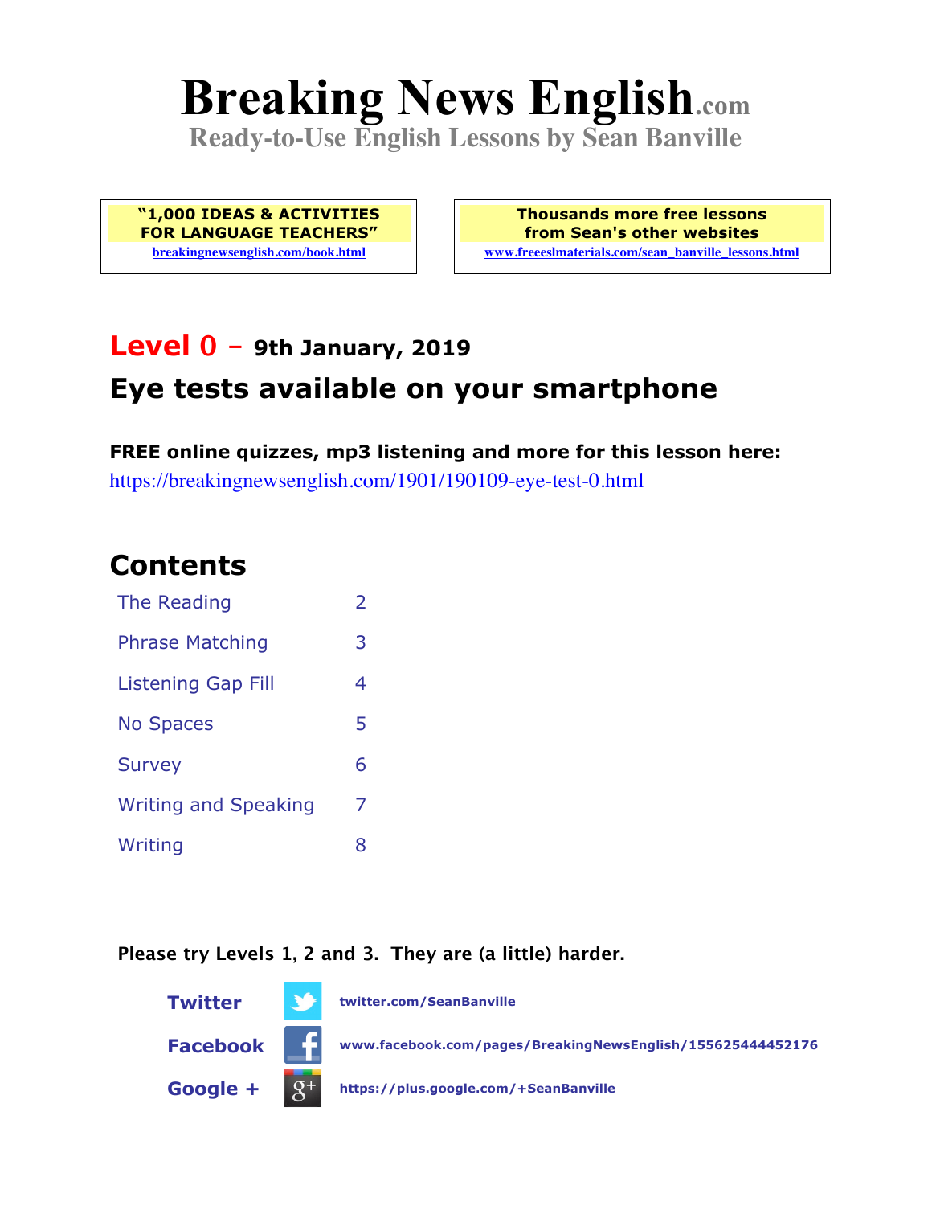# Breaking News English.com

**Ready-to-Use English Lessons by Sean Banville**

**"1,000 IDEAS & ACTIVITIES FOR LANGUAGE TEACHERS"**
breakingnewsenglish.com/book.html

**Thousands more free lessons from Sean's other websites**
www.freeeslmaterials.com/sean_banville_lessons.html

## Level 0 – 9th January, 2019

## Eye tests available on your smartphone

**FREE online quizzes, mp3 listening and more for this lesson here:**
https://breakingnewsenglish.com/1901/190109-eye-test-0.html

## Contents

| | |
|---|---|
| The Reading | 2 |
| Phrase Matching | 3 |
| Listening Gap Fill | 4 |
| No Spaces | 5 |
| Survey | 6 |
| Writing and Speaking | 7 |
| Writing | 8 |

**Please try Levels 1, 2 and 3. They are (a little) harder.**

**Twitter** twitter.com/SeanBanville

**Facebook** www.facebook.com/pages/BreakingNewsEnglish/155625444452176

**Google +** https://plus.google.com/+SeanBanville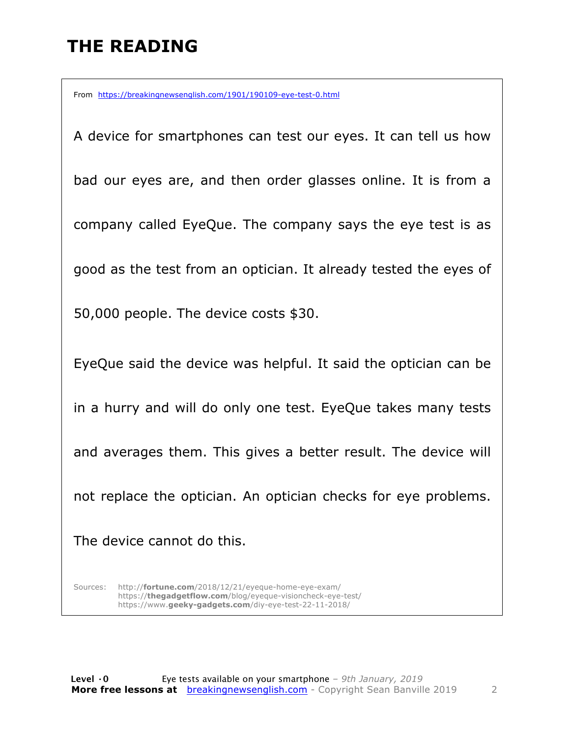# THE READING

From https://breakingnewsenglish.com/1901/190109-eye-test-0.html

A device for smartphones can test our eyes. It can tell us how bad our eyes are, and then order glasses online. It is from a company called EyeQue. The company says the eye test is as good as the test from an optician. It already tested the eyes of 50,000 people. The device costs $30.

EyeQue said the device was helpful. It said the optician can be in a hurry and will do only one test. EyeQue takes many tests and averages them. This gives a better result. The device will not replace the optician. An optician checks for eye problems. The device cannot do this.

Sources: http://**fortune.com**/2018/12/21/eyeque-home-eye-exam/
https://**thegadgetflow.com**/blog/eyeque-visioncheck-eye-test/
https://www.**geeky-gadgets.com**/diy-eye-test-22-11-2018/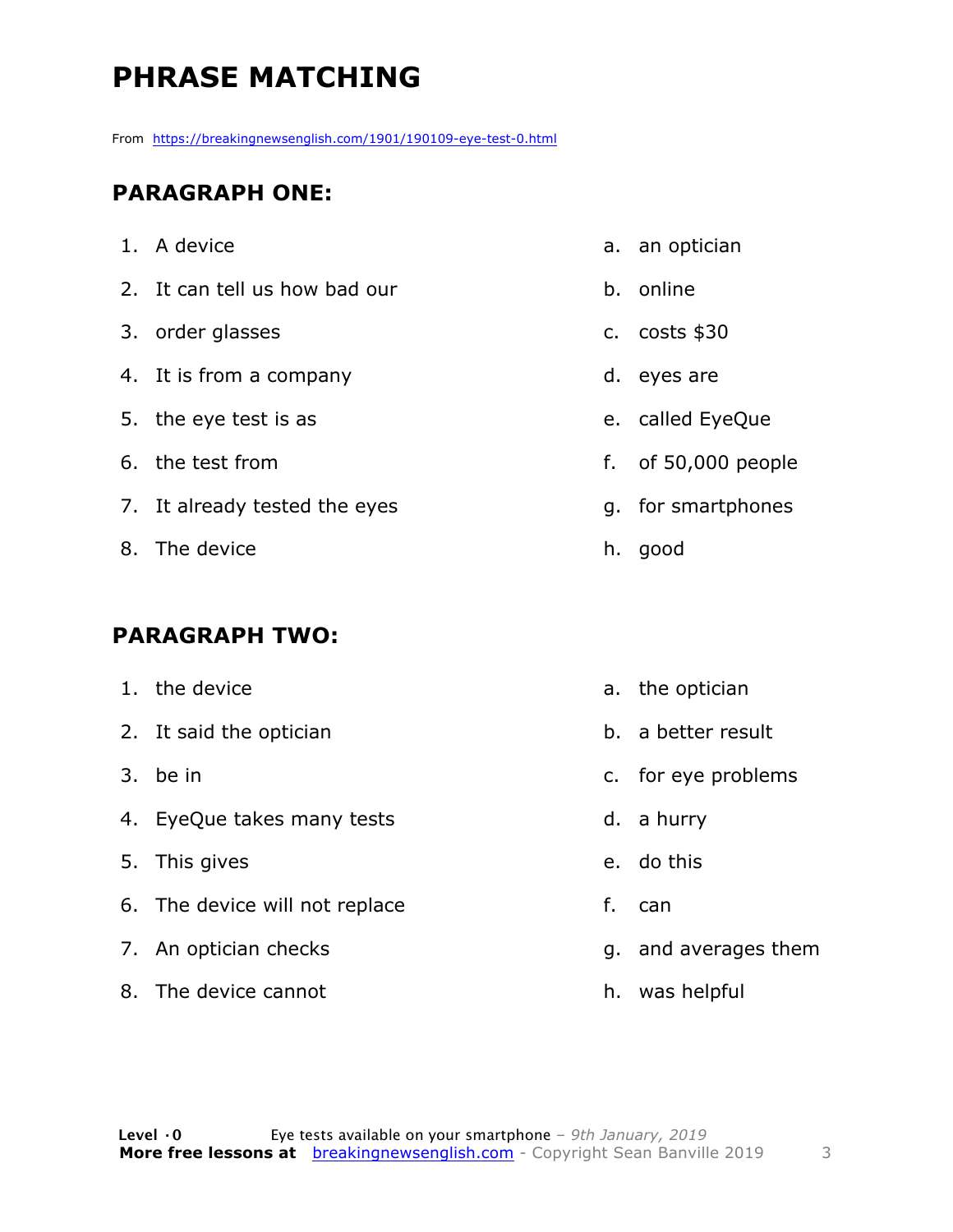# PHRASE MATCHING

From https://breakingnewsenglish.com/1901/190109-eye-test-0.html

## PARAGRAPH ONE:

1. A device
2. It can tell us how bad our
3. order glasses
4. It is from a company
5. the eye test is as
6. the test from
7. It already tested the eyes
8. The device

a. an optician
b. online
c. costs $30
d. eyes are
e. called EyeQue
f. of 50,000 people
g. for smartphones
h. good

## PARAGRAPH TWO:

1. the device
2. It said the optician
3. be in
4. EyeQue takes many tests
5. This gives
6. The device will not replace
7. An optician checks
8. The device cannot

a. the optician
b. a better result
c. for eye problems
d. a hurry
e. do this
f. can
g. and averages them
h. was helpful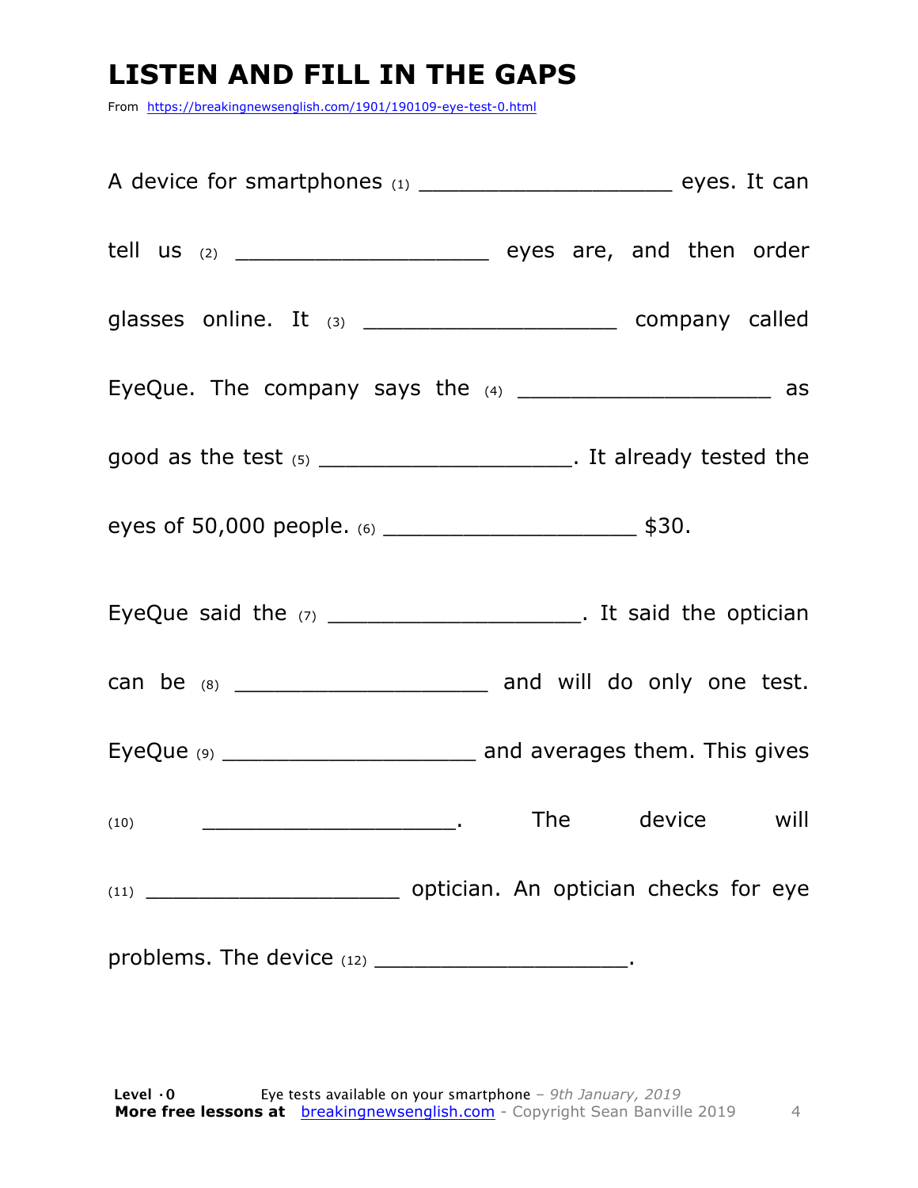# LISTEN AND FILL IN THE GAPS

From https://breakingnewsenglish.com/1901/190109-eye-test-0.html

A device for smartphones (1) ____________________ eyes. It can tell us (2) ____________________ eyes are, and then order glasses online. It (3) ____________________ company called EyeQue. The company says the (4) ____________________ as good as the test (5) ____________________. It already tested the eyes of 50,000 people. (6) ____________________ $30.

EyeQue said the (7) ____________________. It said the optician can be (8) ____________________ and will do only one test. EyeQue (9) ____________________ and averages them. This gives (10) ____________________. The device will (11) ____________________ optician. An optician checks for eye problems. The device (12) ____________________.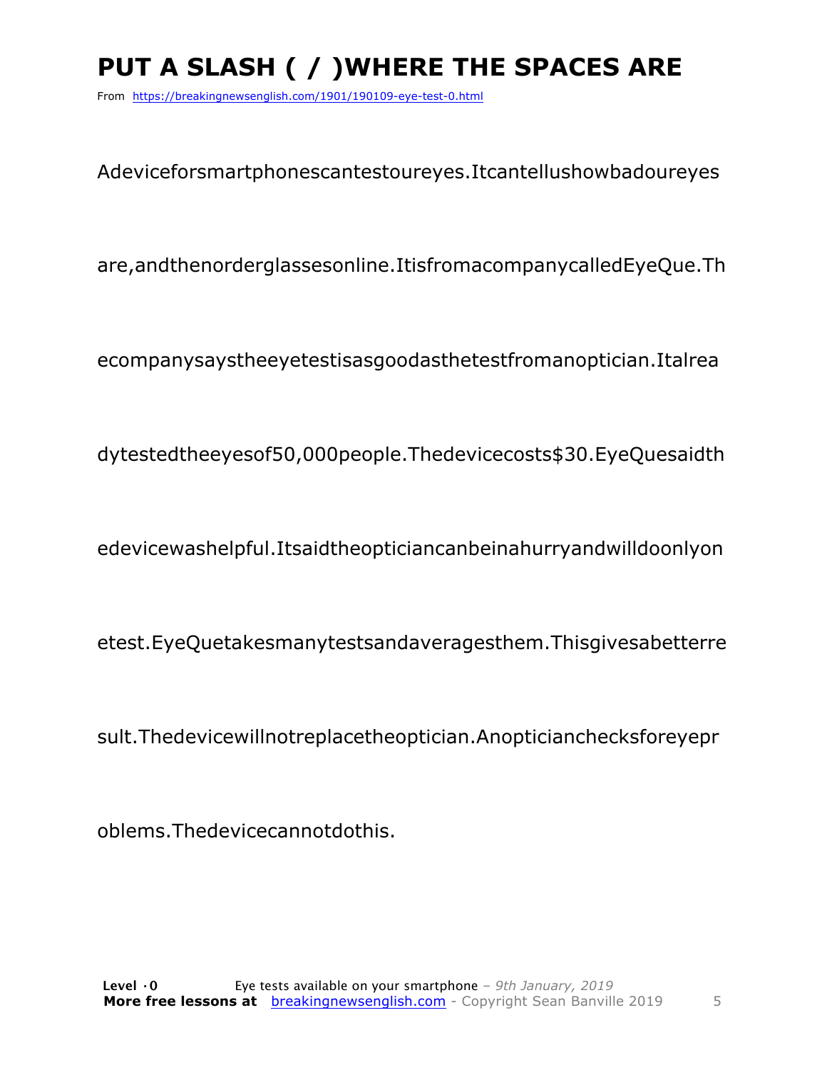# PUT A SLASH ( / )WHERE THE SPACES ARE

From https://breakingnewsenglish.com/1901/190109-eye-test-0.html

Adeviceforsmartphonescantestoureyes.Itcantellushowbadoureyes

are,andthenorderglassesonline.ItisfromacompanycalledEyeQue.Th

ecompanysaystheeyetestisasgoodasthetestfromanoptician.Italrea

dytestedtheeyesof50,000people.Thedevicecosts$30.EyeQuesaidth

edevicewashelpful.Itsaidtheopticiancanbeinahurryandwilldoonlyon

etest.EyeQuetakesmanytestsandaveragesthem.Thisgivesabetterre

sult.Thedevicewillnotreplacetheoptician.Anopticianchecksforeyepr

oblems.Thedevicecannotdothis.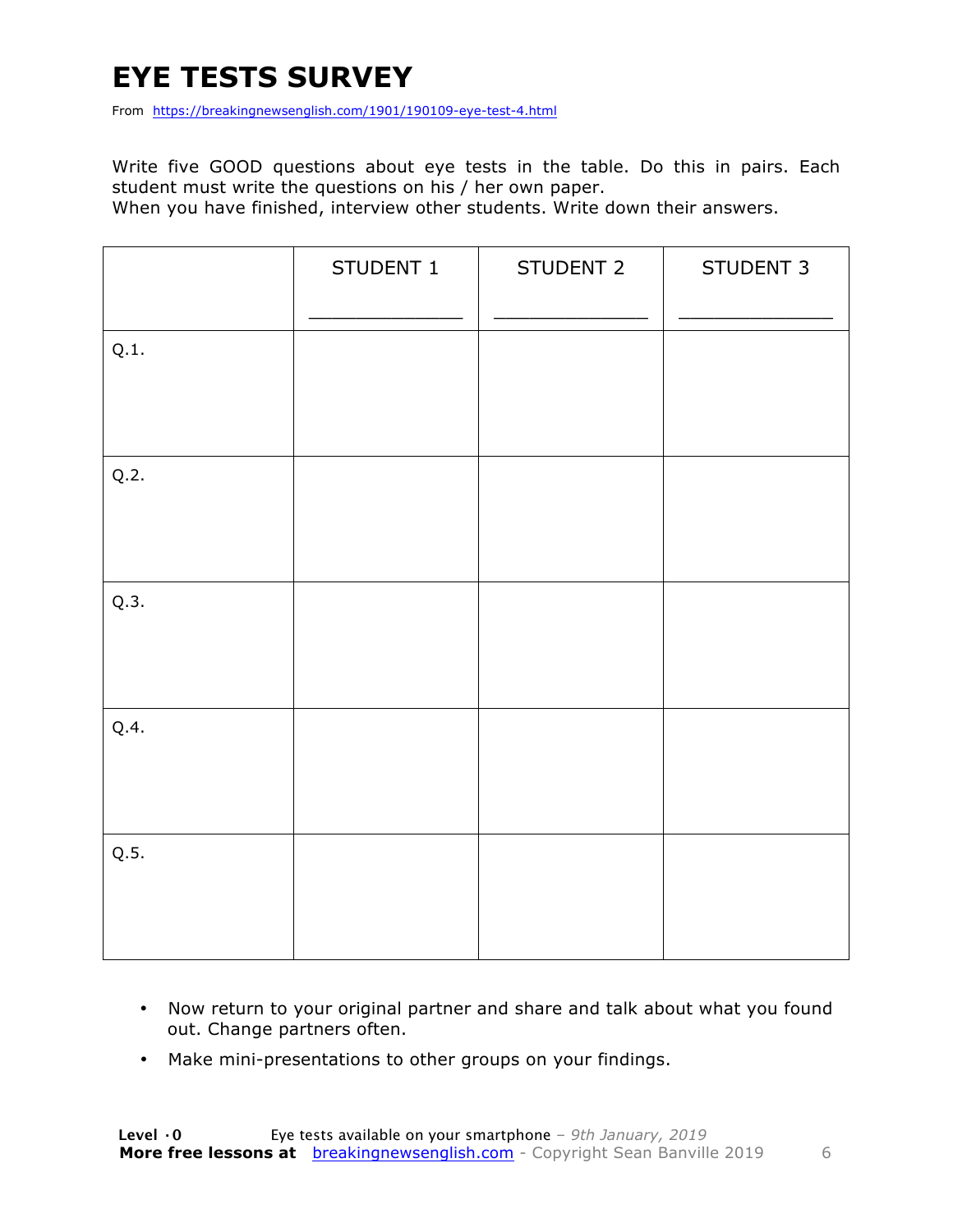# EYE TESTS SURVEY

From https://breakingnewsenglish.com/1901/190109-eye-test-4.html

Write five GOOD questions about eye tests in the table. Do this in pairs. Each student must write the questions on his / her own paper.
When you have finished, interview other students. Write down their answers.

| | STUDENT 1<br><br>_____________ | STUDENT 2<br><br>_____________ | STUDENT 3<br><br>_____________ |
|---|---|---|---|
| Q.1. | | | |
| Q.2. | | | |
| Q.3. | | | |
| Q.4. | | | |
| Q.5. | | | |

- Now return to your original partner and share and talk about what you found out. Change partners often.
- Make mini-presentations to other groups on your findings.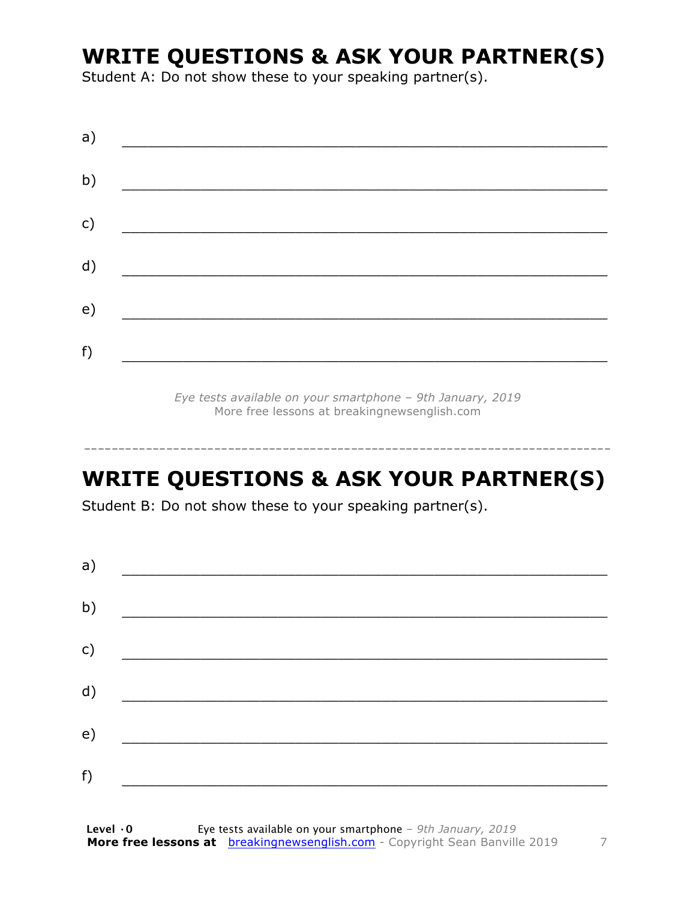## WRITE QUESTIONS & ASK YOUR PARTNER(S)

Student A: Do not show these to your speaking partner(s).

a) ___________________________________________________________

b) ___________________________________________________________

c) ___________________________________________________________

d) ___________________________________________________________

e) ___________________________________________________________

f) ___________________________________________________________

*Eye tests available on your smartphone – 9th January, 2019*
More free lessons at breakingnewsenglish.com

---

## WRITE QUESTIONS & ASK YOUR PARTNER(S)

Student B: Do not show these to your speaking partner(s).

a) ___________________________________________________________

b) ___________________________________________________________

c) ___________________________________________________________

d) ___________________________________________________________

e) ___________________________________________________________

f) ___________________________________________________________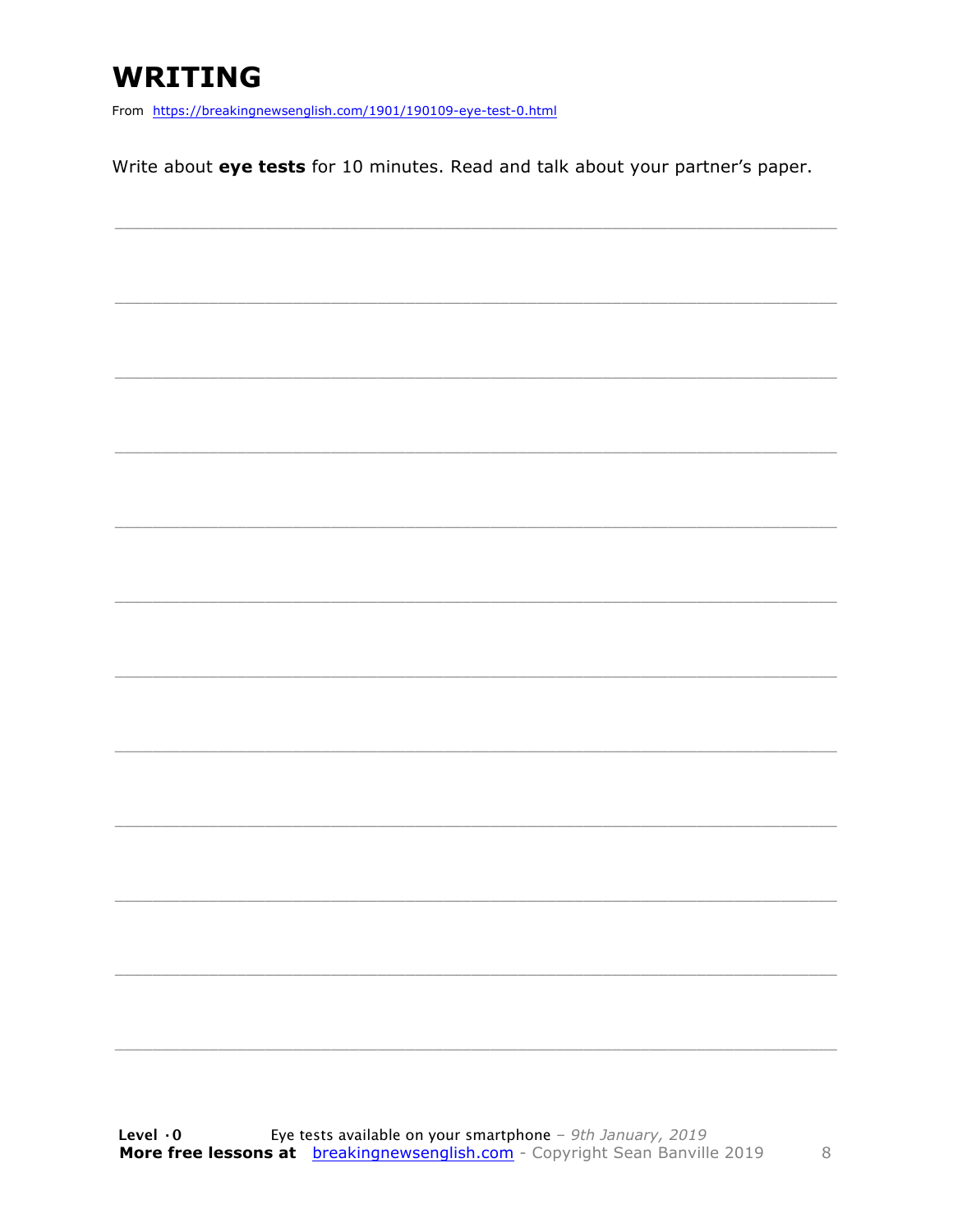# WRITING

From https://breakingnewsenglish.com/1901/190109-eye-test-0.html

Write about **eye tests** for 10 minutes. Read and talk about your partner's paper.

___________________________________________________________________________

___________________________________________________________________________

___________________________________________________________________________

___________________________________________________________________________

___________________________________________________________________________

___________________________________________________________________________

___________________________________________________________________________

___________________________________________________________________________

___________________________________________________________________________

___________________________________________________________________________

___________________________________________________________________________

___________________________________________________________________________